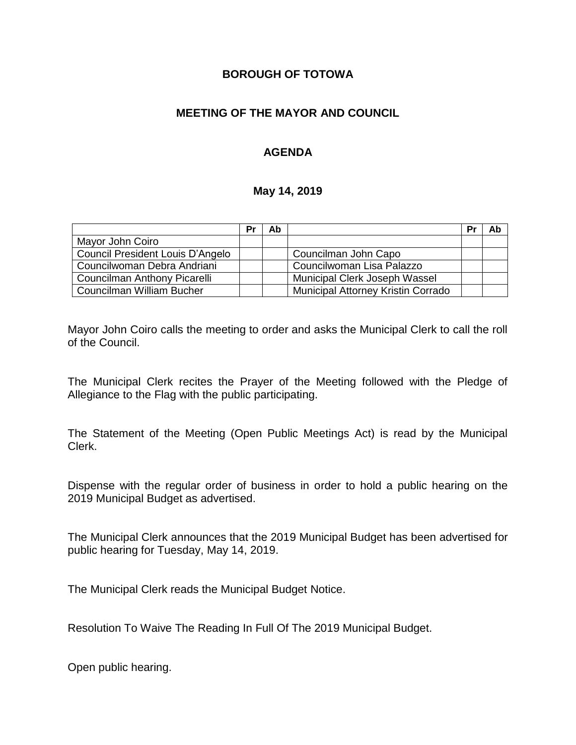**BOROUGH OF TOTOWA**

**MEETING OF THE MAYOR AND COUNCIL**

**AGENDA**

**May 14, 2019**

| | Pr | Ab | | Pr | Ab |
|---|---|---|---|---|---|
| Mayor John Coiro | | | | | |
| Council President Louis D'Angelo | | | Councilman John Capo | | |
| Councilwoman Debra Andriani | | | Councilwoman Lisa Palazzo | | |
| Councilman Anthony Picarelli | | | Municipal Clerk Joseph Wassel | | |
| Councilman William Bucher | | | Municipal Attorney Kristin Corrado | | |

Mayor John Coiro calls the meeting to order and asks the Municipal Clerk to call the roll of the Council.

The Municipal Clerk recites the Prayer of the Meeting followed with the Pledge of Allegiance to the Flag with the public participating.

The Statement of the Meeting (Open Public Meetings Act) is read by the Municipal Clerk.

Dispense with the regular order of business in order to hold a public hearing on the 2019 Municipal Budget as advertised.

The Municipal Clerk announces that the 2019 Municipal Budget has been advertised for public hearing for Tuesday, May 14, 2019.

The Municipal Clerk reads the Municipal Budget Notice.

Resolution To Waive The Reading In Full Of The 2019 Municipal Budget.

Open public hearing.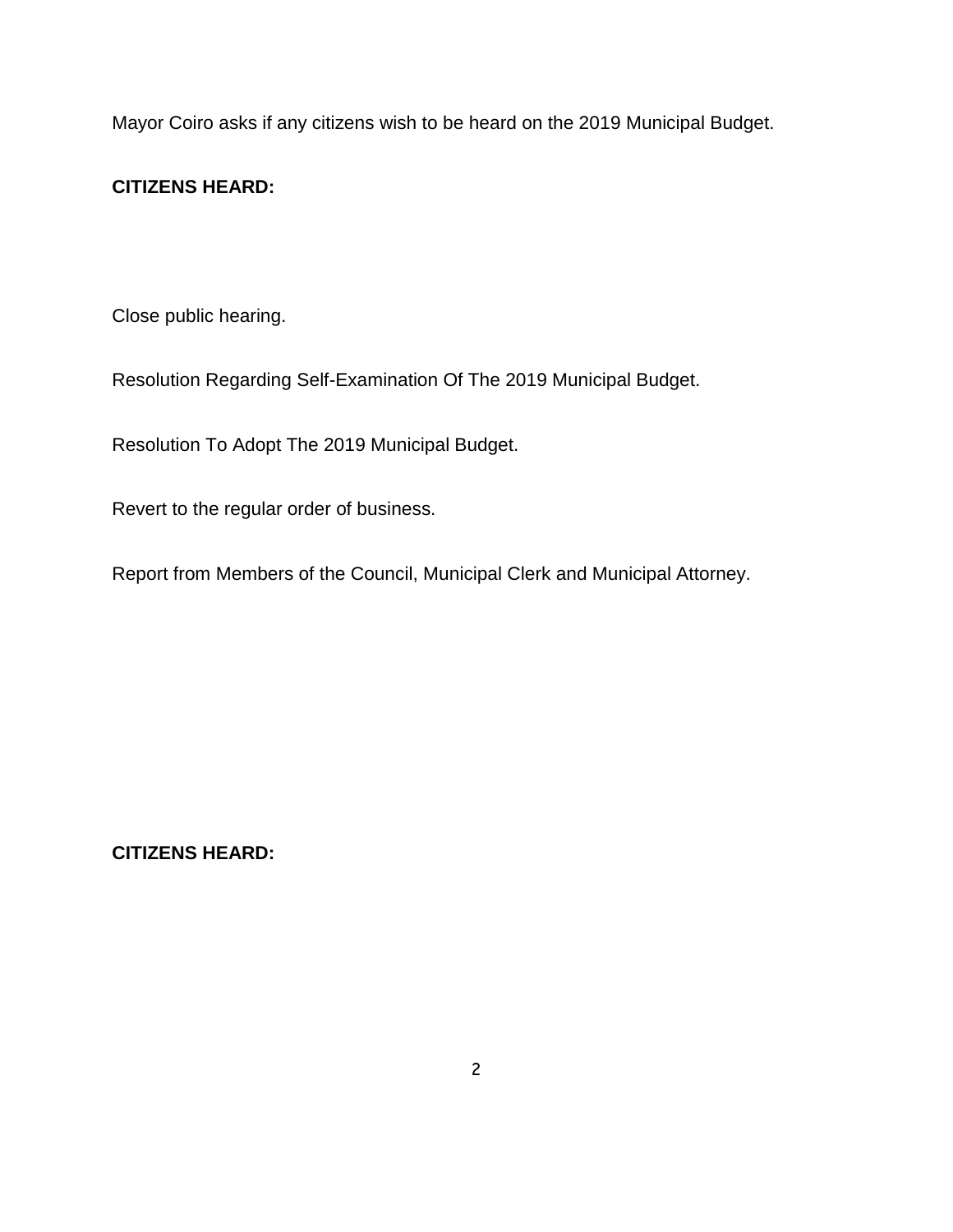Mayor Coiro asks if any citizens wish to be heard on the 2019 Municipal Budget.

**CITIZENS HEARD:**

Close public hearing.

Resolution Regarding Self-Examination Of The 2019 Municipal Budget.

Resolution To Adopt The 2019 Municipal Budget.

Revert to the regular order of business.

Report from Members of the Council, Municipal Clerk and Municipal Attorney.

**CITIZENS HEARD:**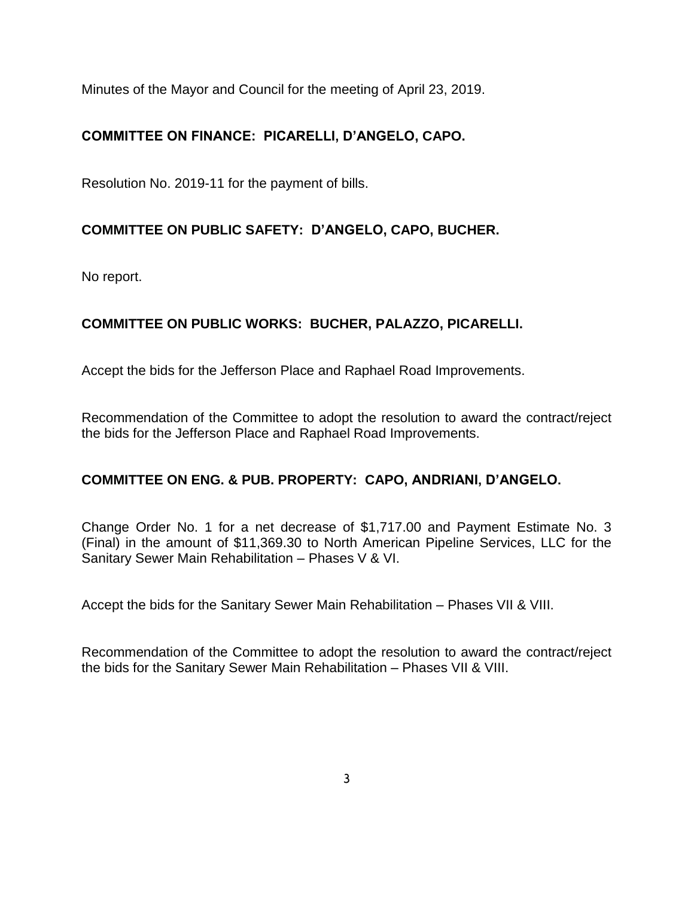Minutes of the Mayor and Council for the meeting of April 23, 2019.

**COMMITTEE ON FINANCE: PICARELLI, D'ANGELO, CAPO.**

Resolution No. 2019-11 for the payment of bills.

**COMMITTEE ON PUBLIC SAFETY: D'ANGELO, CAPO, BUCHER.**

No report.

**COMMITTEE ON PUBLIC WORKS: BUCHER, PALAZZO, PICARELLI.**

Accept the bids for the Jefferson Place and Raphael Road Improvements.

Recommendation of the Committee to adopt the resolution to award the contract/reject the bids for the Jefferson Place and Raphael Road Improvements.

**COMMITTEE ON ENG. & PUB. PROPERTY: CAPO, ANDRIANI, D'ANGELO.**

Change Order No. 1 for a net decrease of $1,717.00 and Payment Estimate No. 3 (Final) in the amount of $11,369.30 to North American Pipeline Services, LLC for the Sanitary Sewer Main Rehabilitation – Phases V & VI.

Accept the bids for the Sanitary Sewer Main Rehabilitation – Phases VII & VIII.

Recommendation of the Committee to adopt the resolution to award the contract/reject the bids for the Sanitary Sewer Main Rehabilitation – Phases VII & VIII.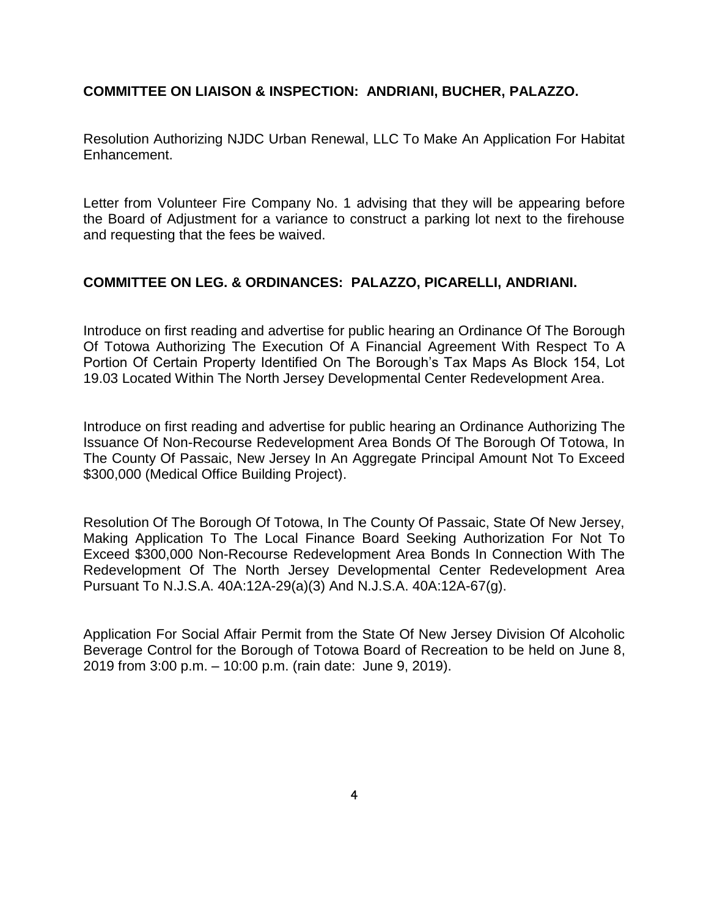**COMMITTEE ON LIAISON & INSPECTION: ANDRIANI, BUCHER, PALAZZO.**

Resolution Authorizing NJDC Urban Renewal, LLC To Make An Application For Habitat Enhancement.

Letter from Volunteer Fire Company No. 1 advising that they will be appearing before the Board of Adjustment for a variance to construct a parking lot next to the firehouse and requesting that the fees be waived.

**COMMITTEE ON LEG. & ORDINANCES: PALAZZO, PICARELLI, ANDRIANI.**

Introduce on first reading and advertise for public hearing an Ordinance Of The Borough Of Totowa Authorizing The Execution Of A Financial Agreement With Respect To A Portion Of Certain Property Identified On The Borough's Tax Maps As Block 154, Lot 19.03 Located Within The North Jersey Developmental Center Redevelopment Area.

Introduce on first reading and advertise for public hearing an Ordinance Authorizing The Issuance Of Non-Recourse Redevelopment Area Bonds Of The Borough Of Totowa, In The County Of Passaic, New Jersey In An Aggregate Principal Amount Not To Exceed $300,000 (Medical Office Building Project).

Resolution Of The Borough Of Totowa, In The County Of Passaic, State Of New Jersey, Making Application To The Local Finance Board Seeking Authorization For Not To Exceed $300,000 Non-Recourse Redevelopment Area Bonds In Connection With The Redevelopment Of The North Jersey Developmental Center Redevelopment Area Pursuant To N.J.S.A. 40A:12A-29(a)(3) And N.J.S.A. 40A:12A-67(g).

Application For Social Affair Permit from the State Of New Jersey Division Of Alcoholic Beverage Control for the Borough of Totowa Board of Recreation to be held on June 8, 2019 from 3:00 p.m. – 10:00 p.m. (rain date: June 9, 2019).